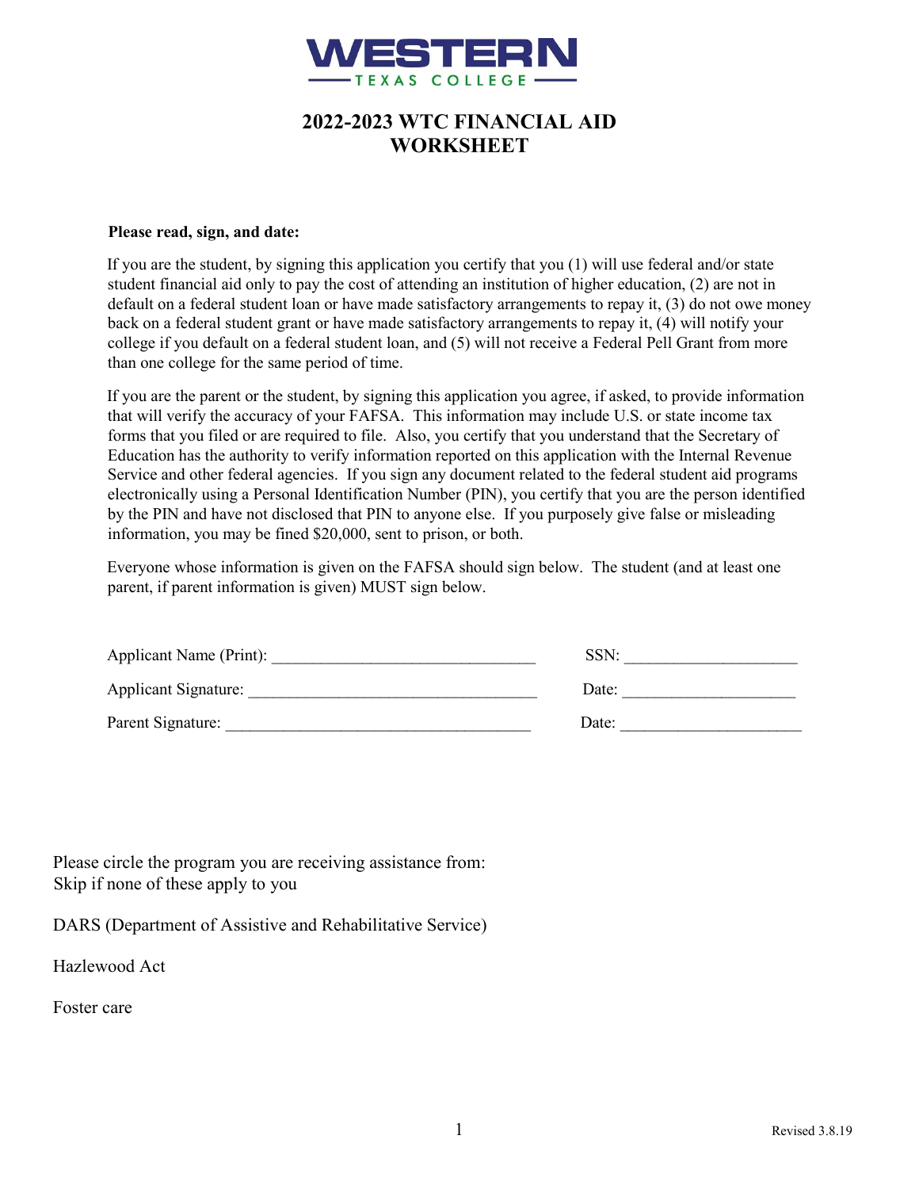**WESTERN**
**TEXAS COLLEGE**

# 2022-2023 WTC FINANCIAL AID WORKSHEET

**Please read, sign, and date:**

If you are the student, by signing this application you certify that you (1) will use federal and/or state student financial aid only to pay the cost of attending an institution of higher education, (2) are not in default on a federal student loan or have made satisfactory arrangements to repay it, (3) do not owe money back on a federal student grant or have made satisfactory arrangements to repay it, (4) will notify your college if you default on a federal student loan, and (5) will not receive a Federal Pell Grant from more than one college for the same period of time.

If you are the parent or the student, by signing this application you agree, if asked, to provide information that will verify the accuracy of your FAFSA. This information may include U.S. or state income tax forms that you filed or are required to file. Also, you certify that you understand that the Secretary of Education has the authority to verify information reported on this application with the Internal Revenue Service and other federal agencies. If you sign any document related to the federal student aid programs electronically using a Personal Identification Number (PIN), you certify that you are the person identified by the PIN and have not disclosed that PIN to anyone else. If you purposely give false or misleading information, you may be fined $20,000, sent to prison, or both.

Everyone whose information is given on the FAFSA should sign below. The student (and at least one parent, if parent information is given) MUST sign below.

Applicant Name (Print): _________________________________ SSN: _____________________

Applicant Signature: ____________________________________ Date: _____________________

Parent Signature: ______________________________________ Date: ______________________

Please circle the program you are receiving assistance from:
Skip if none of these apply to you

DARS (Department of Assistive and Rehabilitative Service)

Hazlewood Act

Foster care

Revised 3.8.19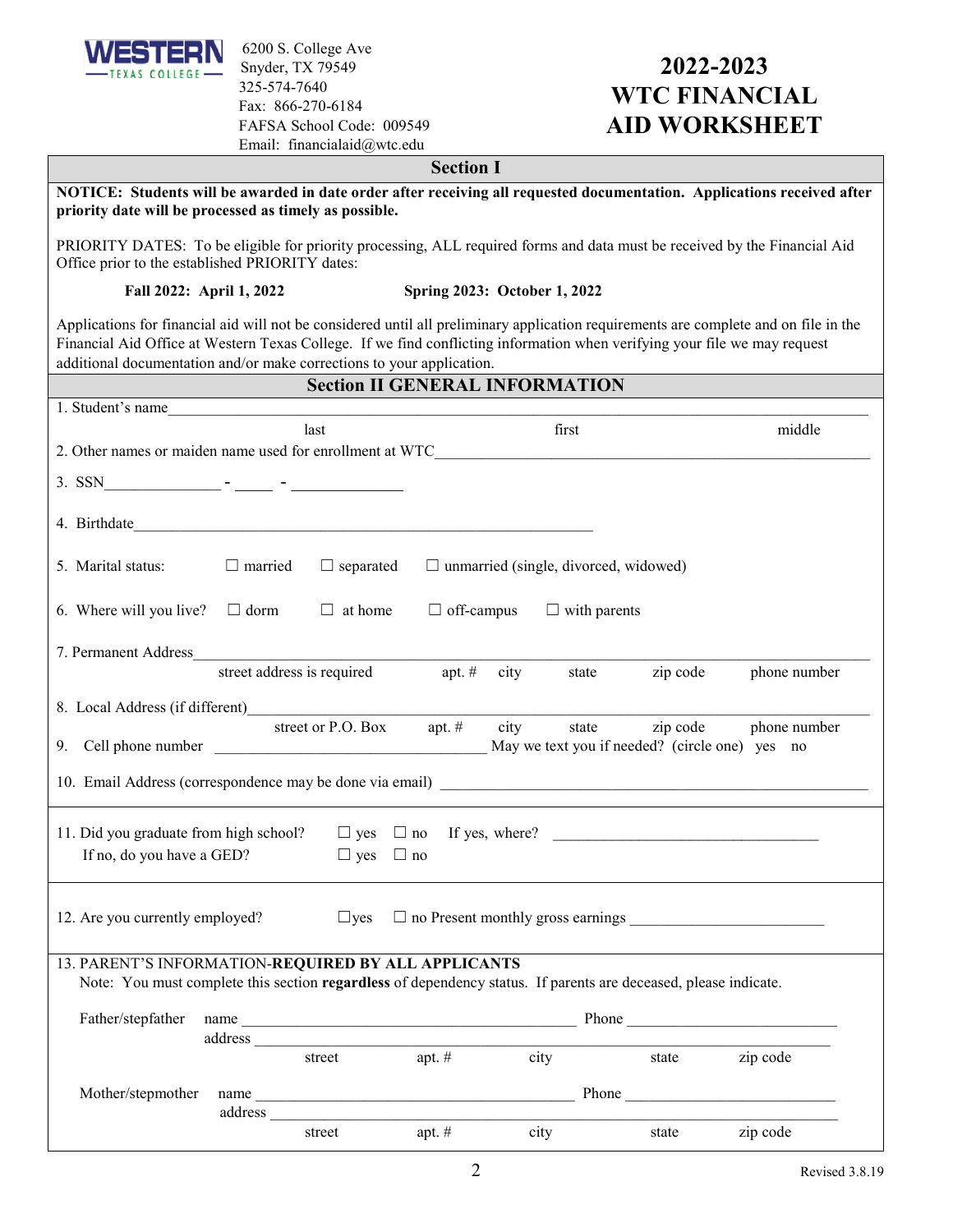WESTERN TEXAS COLLEGE

6200 S. College Ave
Snyder, TX 79549
325-574-7640
Fax: 866-270-6184
FAFSA School Code: 009549
Email: financialaid@wtc.edu

# 2022-2023 WTC FINANCIAL AID WORKSHEET

## Section I

**NOTICE: Students will be awarded in date order after receiving all requested documentation. Applications received after priority date will be processed as timely as possible.**

PRIORITY DATES: To be eligible for priority processing, ALL required forms and data must be received by the Financial Aid Office prior to the established PRIORITY dates:

**Fall 2022: April 1, 2022** **Spring 2023: October 1, 2022**

Applications for financial aid will not be considered until all preliminary application requirements are complete and on file in the Financial Aid Office at Western Texas College. If we find conflicting information when verifying your file we may request additional documentation and/or make corrections to your application.

## Section II GENERAL INFORMATION

1. Student's name ________________________________________________
 last first middle
2. Other names or maiden name used for enrollment at WTC ______________________
3. SSN ______________ - _____ - ______________
4. Birthdate ________________________________________________
5. Marital status: ☐ married ☐ separated ☐ unmarried (single, divorced, widowed)
6. Where will you live? ☐ dorm ☐ at home ☐ off-campus ☐ with parents
7. Permanent Address ________________________________________________
 street address is required apt. # city state zip code phone number
8. Local Address (if different) ________________________________________________
 street or P.O. Box apt. # city state zip code phone number
9. Cell phone number ______________________ May we text you if needed? (circle one) yes no
10. Email Address (correspondence may be done via email) ______________________

11. Did you graduate from high school? ☐ yes ☐ no If yes, where? ______________________
 If no, do you have a GED? ☐ yes ☐ no

12. Are you currently employed? ☐yes ☐ no Present monthly gross earnings ______________________

13. PARENT'S INFORMATION-**REQUIRED BY ALL APPLICANTS**
 Note: You must complete this section **regardless** of dependency status. If parents are deceased, please indicate.

 Father/stepfather name ______________________ Phone ______________________
 address ________________________________________________
 street apt. # city state zip code

 Mother/stepmother name ______________________ Phone ______________________
 address ________________________________________________
 street apt. # city state zip code

Revised 3.8.19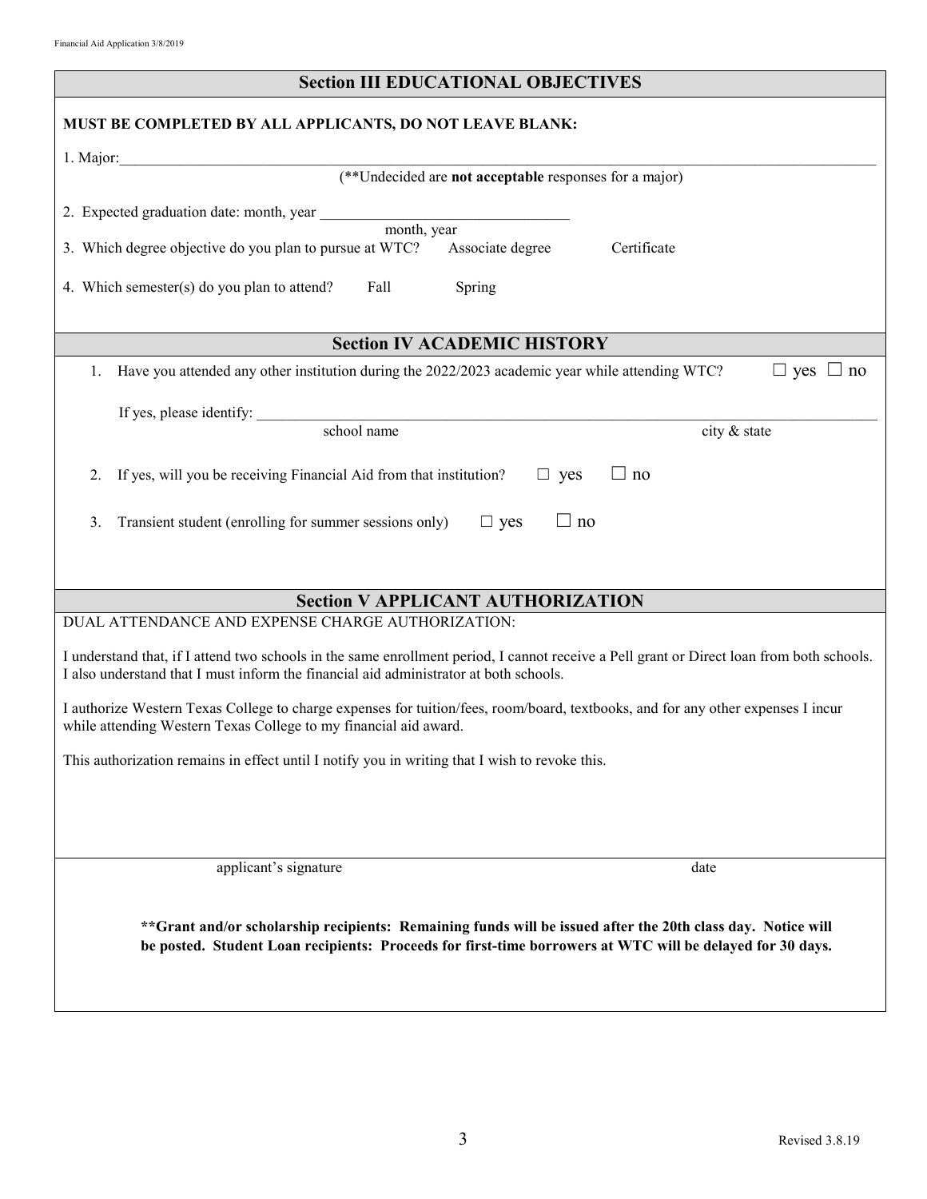## Section III EDUCATIONAL OBJECTIVES

**MUST BE COMPLETED BY ALL APPLICANTS, DO NOT LEAVE BLANK:**

1. Major:\_\_\_\_\_\_\_\_\_\_\_\_\_\_\_\_\_\_\_\_\_\_\_\_\_\_\_\_\_\_\_\_\_\_\_\_\_\_\_\_\_\_\_\_\_\_\_\_\_\_\_\_\_\_\_\_\_\_\_\_\_\_\_\_\_\_\_\_\_\_\_\_\_\_\_\_

   (**Undecided are **not acceptable** responses for a major)

2. Expected graduation date: month, year \_\_\_\_\_\_\_\_\_\_\_\_\_\_\_\_\_\_\_\_\_\_\_\_\_\_\_\_\_\_\_\_

   month, year

3. Which degree objective do you plan to pursue at WTC? Associate degree Certificate

4. Which semester(s) do you plan to attend? Fall Spring

## Section IV ACADEMIC HISTORY

1. Have you attended any other institution during the 2022/2023 academic year while attending WTC? ☐ yes ☐ no

   If yes, please identify: \_\_\_\_\_\_\_\_\_\_\_\_\_\_\_\_\_\_\_\_\_\_\_\_\_\_\_\_\_\_\_\_\_\_\_\_\_\_\_\_\_\_\_\_\_\_\_\_\_\_\_\_\_\_\_\_\_\_\_\_\_\_\_\_\_\_\_\_\_\_

   school name city & state

2. If yes, will you be receiving Financial Aid from that institution? ☐ yes ☐ no

3. Transient student (enrolling for summer sessions only) ☐ yes ☐ no

## Section V APPLICANT AUTHORIZATION

DUAL ATTENDANCE AND EXPENSE CHARGE AUTHORIZATION:

I understand that, if I attend two schools in the same enrollment period, I cannot receive a Pell grant or Direct loan from both schools. I also understand that I must inform the financial aid administrator at both schools.

I authorize Western Texas College to charge expenses for tuition/fees, room/board, textbooks, and for any other expenses I incur while attending Western Texas College to my financial aid award.

This authorization remains in effect until I notify you in writing that I wish to revoke this.

\_\_\_\_\_\_\_\_\_\_\_\_\_\_\_\_\_\_\_\_\_\_\_\_\_\_\_\_\_\_\_\_\_\_\_\_\_\_\_\_\_\_\_\_\_\_\_\_\_\_\_\_\_\_\_\_\_\_\_\_\_\_\_\_\_\_\_\_\_\_\_\_\_\_\_\_

applicant's signature date

****Grant and/or scholarship recipients: Remaining funds will be issued after the 20th class day. Notice will be posted. Student Loan recipients: Proceeds for first-time borrowers at WTC will be delayed for 30 days.**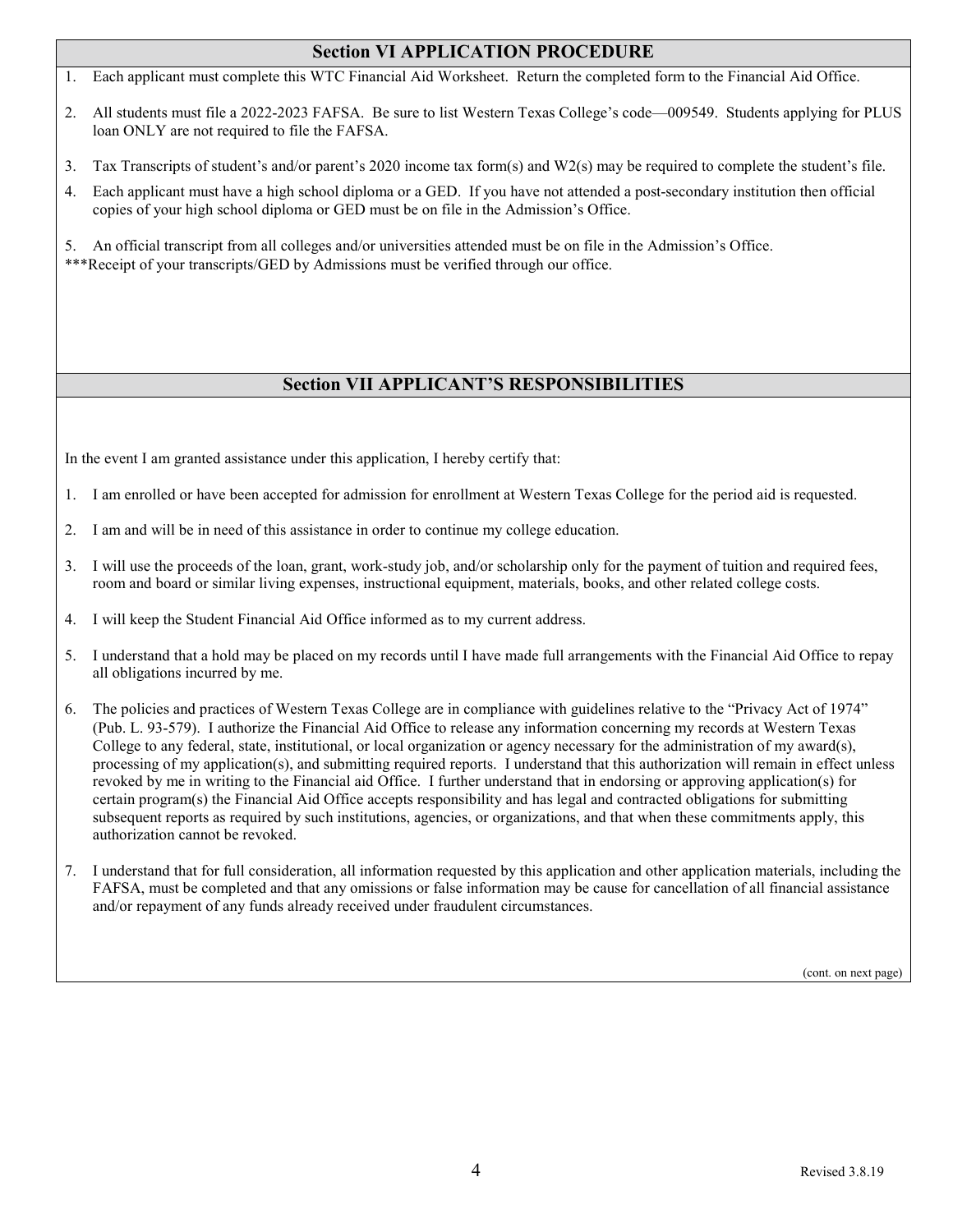## Section VI APPLICATION PROCEDURE

1. Each applicant must complete this WTC Financial Aid Worksheet. Return the completed form to the Financial Aid Office.
2. All students must file a 2022-2023 FAFSA. Be sure to list Western Texas College's code—009549. Students applying for PLUS loan ONLY are not required to file the FAFSA.
3. Tax Transcripts of student's and/or parent's 2020 income tax form(s) and W2(s) may be required to complete the student's file.
4. Each applicant must have a high school diploma or a GED. If you have not attended a post-secondary institution then official copies of your high school diploma or GED must be on file in the Admission's Office.
5. An official transcript from all colleges and/or universities attended must be on file in the Admission's Office.

***Receipt of your transcripts/GED by Admissions must be verified through our office.

## Section VII APPLICANT'S RESPONSIBILITIES

In the event I am granted assistance under this application, I hereby certify that:

1. I am enrolled or have been accepted for admission for enrollment at Western Texas College for the period aid is requested.
2. I am and will be in need of this assistance in order to continue my college education.
3. I will use the proceeds of the loan, grant, work-study job, and/or scholarship only for the payment of tuition and required fees, room and board or similar living expenses, instructional equipment, materials, books, and other related college costs.
4. I will keep the Student Financial Aid Office informed as to my current address.
5. I understand that a hold may be placed on my records until I have made full arrangements with the Financial Aid Office to repay all obligations incurred by me.
6. The policies and practices of Western Texas College are in compliance with guidelines relative to the "Privacy Act of 1974" (Pub. L. 93-579). I authorize the Financial Aid Office to release any information concerning my records at Western Texas College to any federal, state, institutional, or local organization or agency necessary for the administration of my award(s), processing of my application(s), and submitting required reports. I understand that this authorization will remain in effect unless revoked by me in writing to the Financial aid Office. I further understand that in endorsing or approving application(s) for certain program(s) the Financial Aid Office accepts responsibility and has legal and contracted obligations for submitting subsequent reports as required by such institutions, agencies, or organizations, and that when these commitments apply, this authorization cannot be revoked.
7. I understand that for full consideration, all information requested by this application and other application materials, including the FAFSA, must be completed and that any omissions or false information may be cause for cancellation of all financial assistance and/or repayment of any funds already received under fraudulent circumstances.

(cont. on next page)

Revised 3.8.19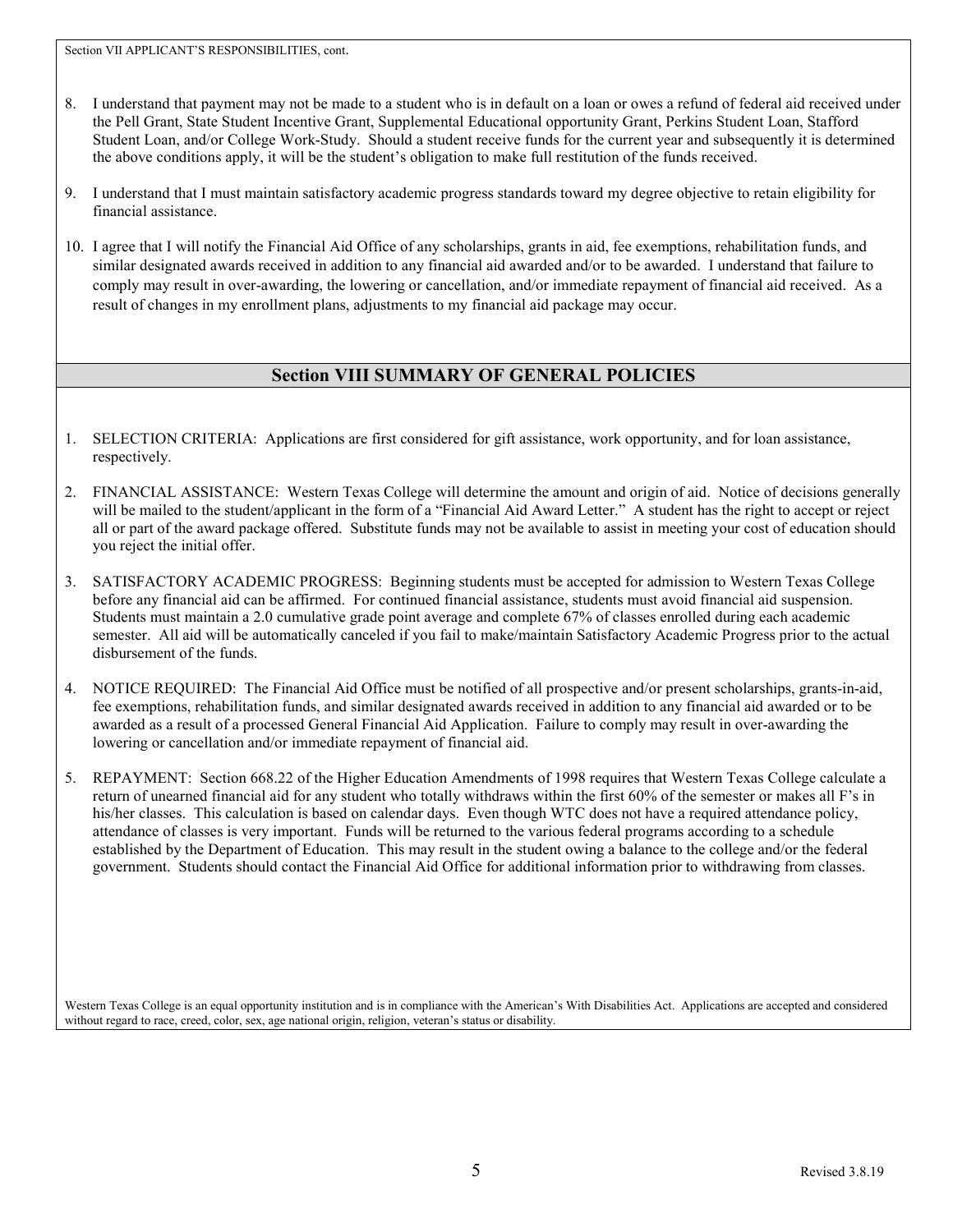Section VII APPLICANT'S RESPONSIBILITIES, cont.

8. I understand that payment may not be made to a student who is in default on a loan or owes a refund of federal aid received under the Pell Grant, State Student Incentive Grant, Supplemental Educational opportunity Grant, Perkins Student Loan, Stafford Student Loan, and/or College Work-Study. Should a student receive funds for the current year and subsequently it is determined the above conditions apply, it will be the student's obligation to make full restitution of the funds received.

9. I understand that I must maintain satisfactory academic progress standards toward my degree objective to retain eligibility for financial assistance.

10. I agree that I will notify the Financial Aid Office of any scholarships, grants in aid, fee exemptions, rehabilitation funds, and similar designated awards received in addition to any financial aid awarded and/or to be awarded. I understand that failure to comply may result in over-awarding, the lowering or cancellation, and/or immediate repayment of financial aid received. As a result of changes in my enrollment plans, adjustments to my financial aid package may occur.

## Section VIII SUMMARY OF GENERAL POLICIES

1. SELECTION CRITERIA: Applications are first considered for gift assistance, work opportunity, and for loan assistance, respectively.

2. FINANCIAL ASSISTANCE: Western Texas College will determine the amount and origin of aid. Notice of decisions generally will be mailed to the student/applicant in the form of a "Financial Aid Award Letter." A student has the right to accept or reject all or part of the award package offered. Substitute funds may not be available to assist in meeting your cost of education should you reject the initial offer.

3. SATISFACTORY ACADEMIC PROGRESS: Beginning students must be accepted for admission to Western Texas College before any financial aid can be affirmed. For continued financial assistance, students must avoid financial aid suspension. Students must maintain a 2.0 cumulative grade point average and complete 67% of classes enrolled during each academic semester. All aid will be automatically canceled if you fail to make/maintain Satisfactory Academic Progress prior to the actual disbursement of the funds.

4. NOTICE REQUIRED: The Financial Aid Office must be notified of all prospective and/or present scholarships, grants-in-aid, fee exemptions, rehabilitation funds, and similar designated awards received in addition to any financial aid awarded or to be awarded as a result of a processed General Financial Aid Application. Failure to comply may result in over-awarding the lowering or cancellation and/or immediate repayment of financial aid.

5. REPAYMENT: Section 668.22 of the Higher Education Amendments of 1998 requires that Western Texas College calculate a return of unearned financial aid for any student who totally withdraws within the first 60% of the semester or makes all F's in his/her classes. This calculation is based on calendar days. Even though WTC does not have a required attendance policy, attendance of classes is very important. Funds will be returned to the various federal programs according to a schedule established by the Department of Education. This may result in the student owing a balance to the college and/or the federal government. Students should contact the Financial Aid Office for additional information prior to withdrawing from classes.

Western Texas College is an equal opportunity institution and is in compliance with the American's With Disabilities Act. Applications are accepted and considered without regard to race, creed, color, sex, age national origin, religion, veteran's status or disability.

Revised 3.8.19